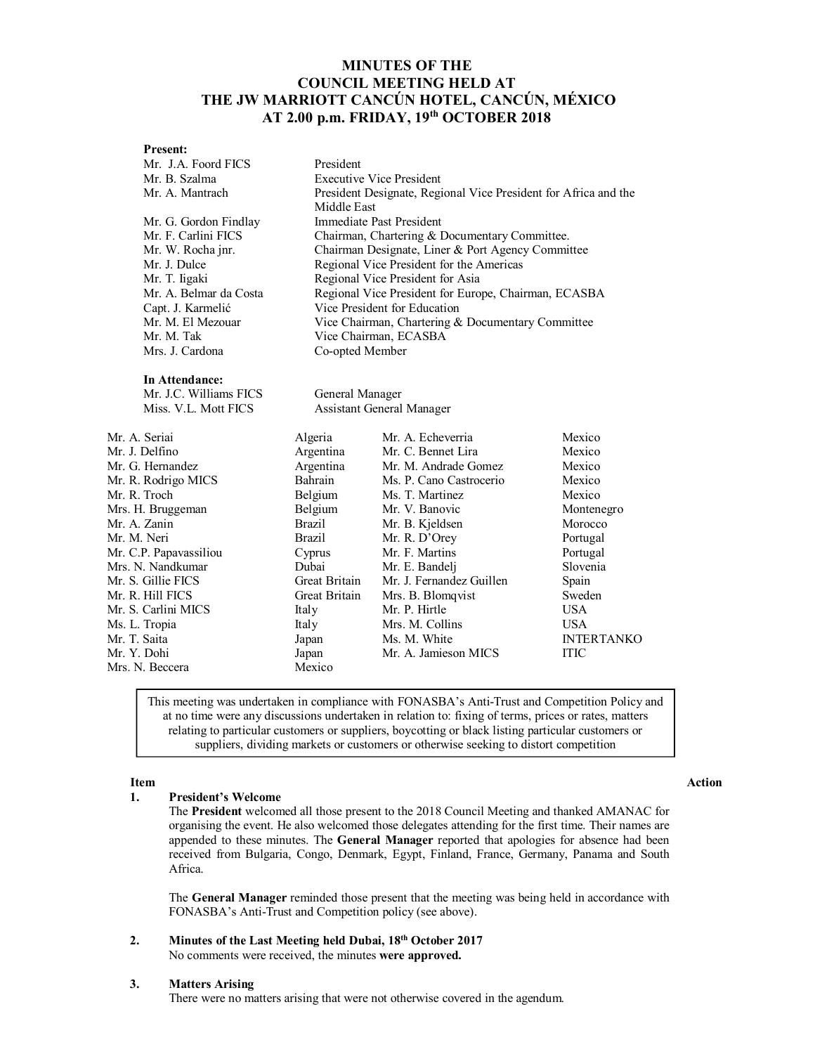# MINUTES OF THE COUNCIL MEETING HELD AT THE JW MARRIOTT CANCÚN HOTEL, CANCÚN, MÉXICO AT 2.00 p.m. FRIDAY, 19th OCTOBER 2018

**Present:**

| | |
|---|---|
| Mr. J.A. Foord FICS | President |
| Mr. B. Szalma | Executive Vice President |
| Mr. A. Mantrach | President Designate, Regional Vice President for Africa and the Middle East |
| Mr. G. Gordon Findlay | Immediate Past President |
| Mr. F. Carlini FICS | Chairman, Chartering & Documentary Committee. |
| Mr. W. Rocha jnr. | Chairman Designate, Liner & Port Agency Committee |
| Mr. J. Dulce | Regional Vice President for the Americas |
| Mr. T. Iigaki | Regional Vice President for Asia |
| Mr. A. Belmar da Costa | Regional Vice President for Europe, Chairman, ECASBA |
| Capt. J. Karmelić | Vice President for Education |
| Mr. M. El Mezouar | Vice Chairman, Chartering & Documentary Committee |
| Mr. M. Tak | Vice Chairman, ECASBA |
| Mrs. J. Cardona | Co-opted Member |

**In Attendance:**

| | |
|---|---|
| Mr. J.C. Williams FICS | General Manager |
| Miss. V.L. Mott FICS | Assistant General Manager |

| | | | |
|---|---|---|---|
| Mr. A. Seriai | Algeria | Mr. A. Echeverria | Mexico |
| Mr. J. Delfino | Argentina | Mr. C. Bennet Lira | Mexico |
| Mr. G. Hernandez | Argentina | Mr. M. Andrade Gomez | Mexico |
| Mr. R. Rodrigo MICS | Bahrain | Ms. P. Cano Castrocerio | Mexico |
| Mr. R. Troch | Belgium | Ms. T. Martinez | Mexico |
| Mrs. H. Bruggeman | Belgium | Mr. V. Banovic | Montenegro |
| Mr. A. Zanin | Brazil | Mr. B. Kjeldsen | Morocco |
| Mr. M. Neri | Brazil | Mr. R. D'Orey | Portugal |
| Mr. C.P. Papavassiliou | Cyprus | Mr. F. Martins | Portugal |
| Mrs. N. Nandkumar | Dubai | Mr. E. Bandelj | Slovenia |
| Mr. S. Gillie FICS | Great Britain | Mr. J. Fernandez Guillen | Spain |
| Mr. R. Hill FICS | Great Britain | Mrs. B. Blomqvist | Sweden |
| Mr. S. Carlini MICS | Italy | Mr. P. Hirtle | USA |
| Ms. L. Tropia | Italy | Mrs. M. Collins | USA |
| Mr. T. Saita | Japan | Ms. M. White | INTERTANKO |
| Mr. Y. Dohi | Japan | Mr. A. Jamieson MICS | ITIC |
| Mrs. N. Beccera | Mexico | | |

> This meeting was undertaken in compliance with FONASBA's Anti-Trust and Competition Policy and at no time were any discussions undertaken in relation to: fixing of terms, prices or rates, matters relating to particular customers or suppliers, boycotting or black listing particular customers or suppliers, dividing markets or customers or otherwise seeking to distort competition

**Item** **Action**

**1. President's Welcome**

The **President** welcomed all those present to the 2018 Council Meeting and thanked AMANAC for organising the event. He also welcomed those delegates attending for the first time. Their names are appended to these minutes. The **General Manager** reported that apologies for absence had been received from Bulgaria, Congo, Denmark, Egypt, Finland, France, Germany, Panama and South Africa.

The **General Manager** reminded those present that the meeting was being held in accordance with FONASBA's Anti-Trust and Competition policy (see above).

**2. Minutes of the Last Meeting held Dubai, 18th October 2017**

No comments were received, the minutes **were approved.**

**3. Matters Arising**

There were no matters arising that were not otherwise covered in the agendum.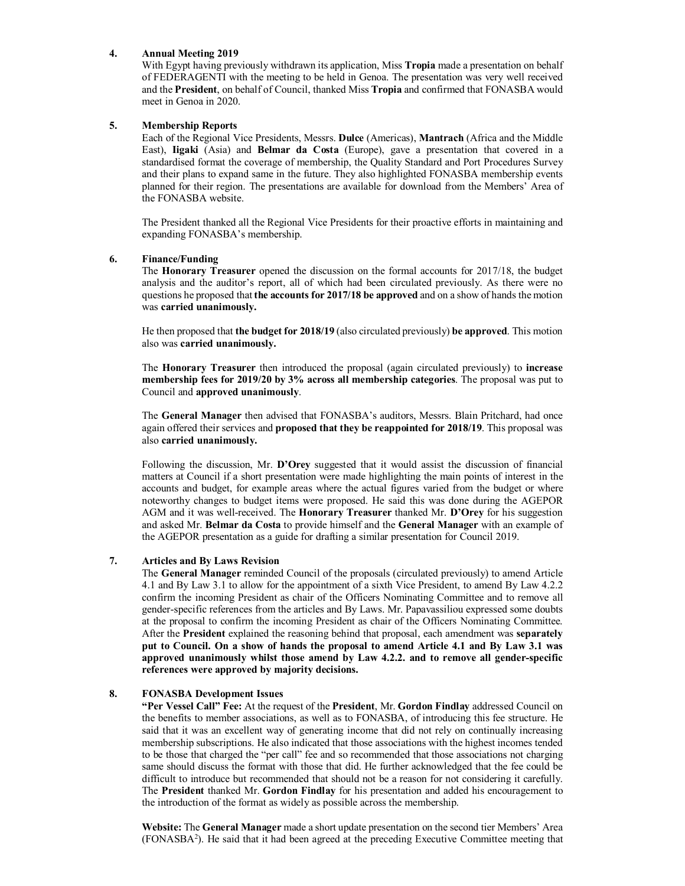## 4. Annual Meeting 2019

With Egypt having previously withdrawn its application, Miss **Tropia** made a presentation on behalf of FEDERAGENTI with the meeting to be held in Genoa. The presentation was very well received and the **President**, on behalf of Council, thanked Miss **Tropia** and confirmed that FONASBA would meet in Genoa in 2020.

## 5. Membership Reports

Each of the Regional Vice Presidents, Messrs. **Dulce** (Americas), **Mantrach** (Africa and the Middle East), **Iigaki** (Asia) and **Belmar da Costa** (Europe), gave a presentation that covered in a standardised format the coverage of membership, the Quality Standard and Port Procedures Survey and their plans to expand same in the future. They also highlighted FONASBA membership events planned for their region. The presentations are available for download from the Members' Area of the FONASBA website.

The President thanked all the Regional Vice Presidents for their proactive efforts in maintaining and expanding FONASBA's membership.

## 6. Finance/Funding

The **Honorary Treasurer** opened the discussion on the formal accounts for 2017/18, the budget analysis and the auditor's report, all of which had been circulated previously. As there were no questions he proposed that **the accounts for 2017/18 be approved** and on a show of hands the motion was **carried unanimously.**

He then proposed that **the budget for 2018/19** (also circulated previously) **be approved**. This motion also was **carried unanimously.**

The **Honorary Treasurer** then introduced the proposal (again circulated previously) to **increase membership fees for 2019/20 by 3% across all membership categories**. The proposal was put to Council and **approved unanimously**.

The **General Manager** then advised that FONASBA's auditors, Messrs. Blain Pritchard, had once again offered their services and **proposed that they be reappointed for 2018/19**. This proposal was also **carried unanimously.**

Following the discussion, Mr. **D'Orey** suggested that it would assist the discussion of financial matters at Council if a short presentation were made highlighting the main points of interest in the accounts and budget, for example areas where the actual figures varied from the budget or where noteworthy changes to budget items were proposed. He said this was done during the AGEPOR AGM and it was well-received. The **Honorary Treasurer** thanked Mr. **D'Orey** for his suggestion and asked Mr. **Belmar da Costa** to provide himself and the **General Manager** with an example of the AGEPOR presentation as a guide for drafting a similar presentation for Council 2019.

## 7. Articles and By Laws Revision

The **General Manager** reminded Council of the proposals (circulated previously) to amend Article 4.1 and By Law 3.1 to allow for the appointment of a sixth Vice President, to amend By Law 4.2.2 confirm the incoming President as chair of the Officers Nominating Committee and to remove all gender-specific references from the articles and By Laws. Mr. Papavassiliou expressed some doubts at the proposal to confirm the incoming President as chair of the Officers Nominating Committee. After the **President** explained the reasoning behind that proposal, each amendment was **separately put to Council. On a show of hands the proposal to amend Article 4.1 and By Law 3.1 was approved unanimously whilst those amend by Law 4.2.2. and to remove all gender-specific references were approved by majority decisions.**

## 8. FONASBA Development Issues

**"Per Vessel Call" Fee:** At the request of the **President**, Mr. **Gordon Findlay** addressed Council on the benefits to member associations, as well as to FONASBA, of introducing this fee structure. He said that it was an excellent way of generating income that did not rely on continually increasing membership subscriptions. He also indicated that those associations with the highest incomes tended to be those that charged the "per call" fee and so recommended that those associations not charging same should discuss the format with those that did. He further acknowledged that the fee could be difficult to introduce but recommended that should not be a reason for not considering it carefully. The **President** thanked Mr. **Gordon Findlay** for his presentation and added his encouragement to the introduction of the format as widely as possible across the membership.

**Website:** The **General Manager** made a short update presentation on the second tier Members' Area ($FONASBA^2$). He said that it had been agreed at the preceding Executive Committee meeting that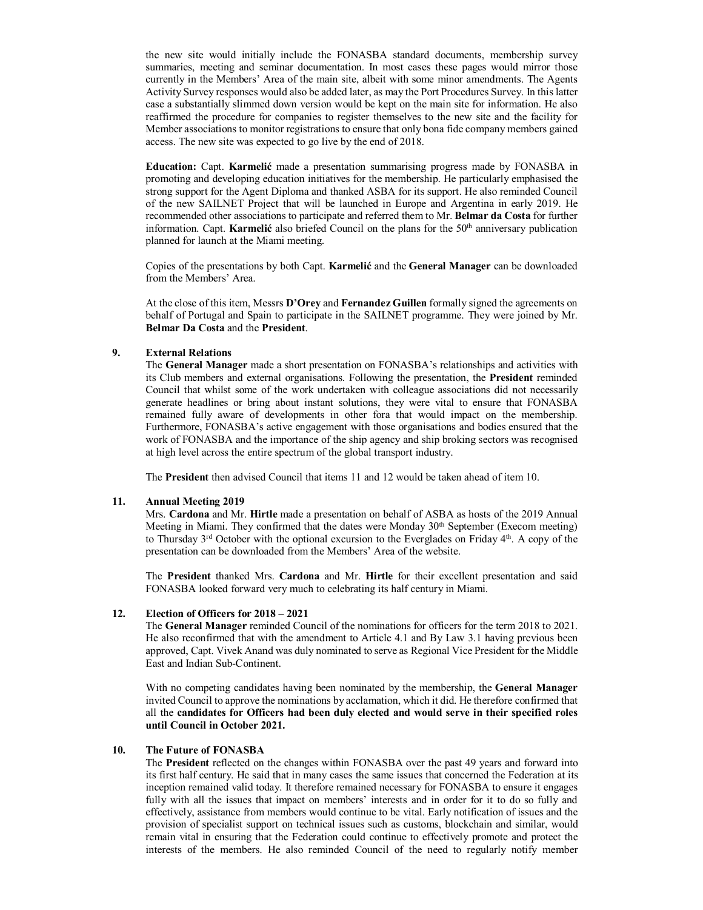the new site would initially include the FONASBA standard documents, membership survey summaries, meeting and seminar documentation. In most cases these pages would mirror those currently in the Members' Area of the main site, albeit with some minor amendments. The Agents Activity Survey responses would also be added later, as may the Port Procedures Survey. In this latter case a substantially slimmed down version would be kept on the main site for information. He also reaffirmed the procedure for companies to register themselves to the new site and the facility for Member associations to monitor registrations to ensure that only bona fide company members gained access. The new site was expected to go live by the end of 2018.

**Education:** Capt. **Karmelić** made a presentation summarising progress made by FONASBA in promoting and developing education initiatives for the membership. He particularly emphasised the strong support for the Agent Diploma and thanked ASBA for its support. He also reminded Council of the new SAILNET Project that will be launched in Europe and Argentina in early 2019. He recommended other associations to participate and referred them to Mr. **Belmar da Costa** for further information. Capt. **Karmelić** also briefed Council on the plans for the 50th anniversary publication planned for launch at the Miami meeting.

Copies of the presentations by both Capt. **Karmelić** and the **General Manager** can be downloaded from the Members' Area.

At the close of this item, Messrs **D'Orey** and **Fernandez Guillen** formally signed the agreements on behalf of Portugal and Spain to participate in the SAILNET programme. They were joined by Mr. **Belmar Da Costa** and the **President**.

## 9. External Relations

The **General Manager** made a short presentation on FONASBA's relationships and activities with its Club members and external organisations. Following the presentation, the **President** reminded Council that whilst some of the work undertaken with colleague associations did not necessarily generate headlines or bring about instant solutions, they were vital to ensure that FONASBA remained fully aware of developments in other fora that would impact on the membership. Furthermore, FONASBA's active engagement with those organisations and bodies ensured that the work of FONASBA and the importance of the ship agency and ship broking sectors was recognised at high level across the entire spectrum of the global transport industry.

The **President** then advised Council that items 11 and 12 would be taken ahead of item 10.

## 11. Annual Meeting 2019

Mrs. **Cardona** and Mr. **Hirtle** made a presentation on behalf of ASBA as hosts of the 2019 Annual Meeting in Miami. They confirmed that the dates were Monday 30th September (Execom meeting) to Thursday 3rd October with the optional excursion to the Everglades on Friday 4th. A copy of the presentation can be downloaded from the Members' Area of the website.

The **President** thanked Mrs. **Cardona** and Mr. **Hirtle** for their excellent presentation and said FONASBA looked forward very much to celebrating its half century in Miami.

## 12. Election of Officers for 2018 – 2021

The **General Manager** reminded Council of the nominations for officers for the term 2018 to 2021. He also reconfirmed that with the amendment to Article 4.1 and By Law 3.1 having previous been approved, Capt. Vivek Anand was duly nominated to serve as Regional Vice President for the Middle East and Indian Sub-Continent.

With no competing candidates having been nominated by the membership, the **General Manager** invited Council to approve the nominations by acclamation, which it did. He therefore confirmed that all the **candidates for Officers had been duly elected and would serve in their specified roles until Council in October 2021.**

## 10. The Future of FONASBA

The **President** reflected on the changes within FONASBA over the past 49 years and forward into its first half century. He said that in many cases the same issues that concerned the Federation at its inception remained valid today. It therefore remained necessary for FONASBA to ensure it engages fully with all the issues that impact on members' interests and in order for it to do so fully and effectively, assistance from members would continue to be vital. Early notification of issues and the provision of specialist support on technical issues such as customs, blockchain and similar, would remain vital in ensuring that the Federation could continue to effectively promote and protect the interests of the members. He also reminded Council of the need to regularly notify member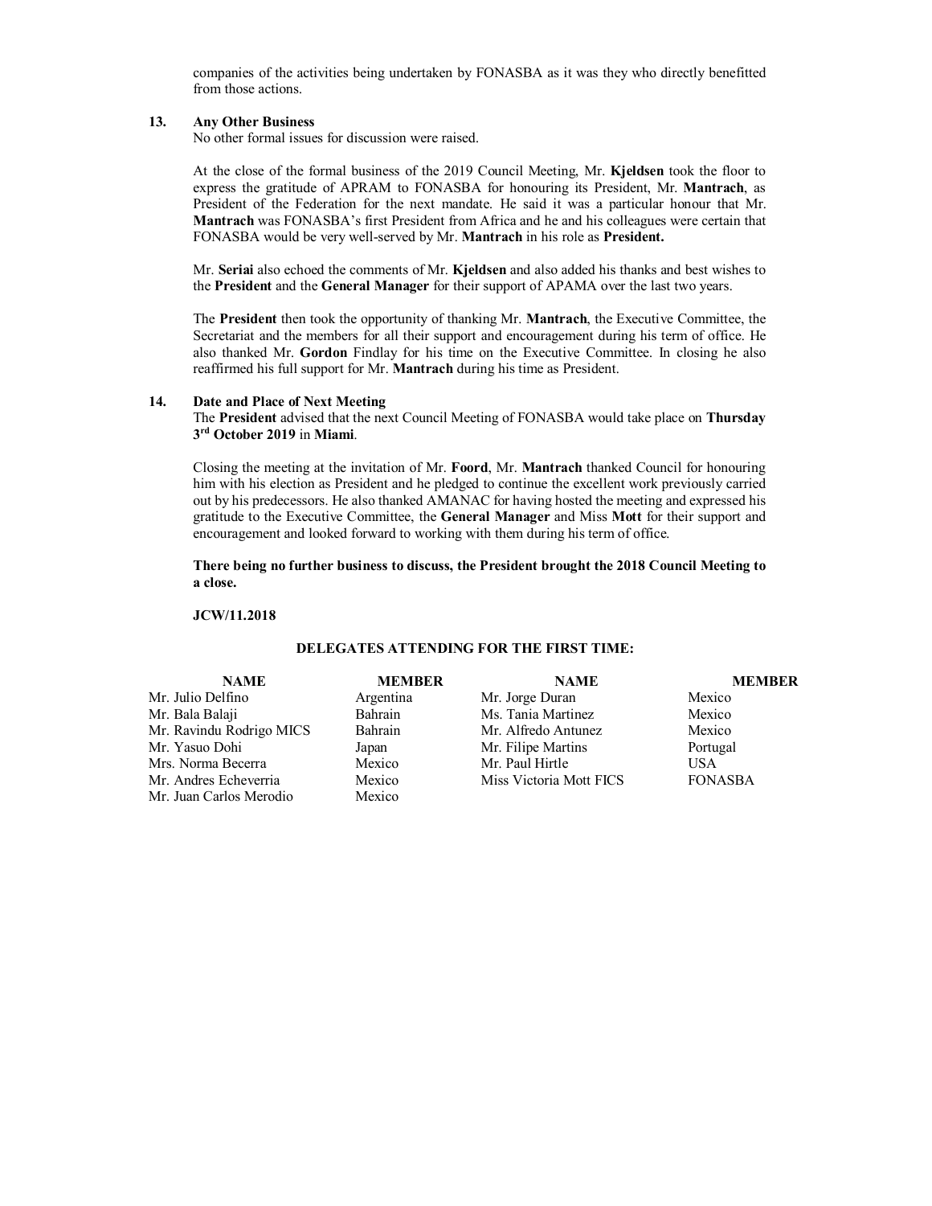companies of the activities being undertaken by FONASBA as it was they who directly benefitted from those actions.

## 13. Any Other Business

No other formal issues for discussion were raised.

At the close of the formal business of the 2019 Council Meeting, Mr. **Kjeldsen** took the floor to express the gratitude of APRAM to FONASBA for honouring its President, Mr. **Mantrach**, as President of the Federation for the next mandate. He said it was a particular honour that Mr. **Mantrach** was FONASBA's first President from Africa and he and his colleagues were certain that FONASBA would be very well-served by Mr. **Mantrach** in his role as **President.**

Mr. **Seriai** also echoed the comments of Mr. **Kjeldsen** and also added his thanks and best wishes to the **President** and the **General Manager** for their support of APAMA over the last two years.

The **President** then took the opportunity of thanking Mr. **Mantrach**, the Executive Committee, the Secretariat and the members for all their support and encouragement during his term of office. He also thanked Mr. **Gordon** Findlay for his time on the Executive Committee. In closing he also reaffirmed his full support for Mr. **Mantrach** during his time as President.

## 14. Date and Place of Next Meeting

The **President** advised that the next Council Meeting of FONASBA would take place on **Thursday 3rd October 2019** in **Miami**.

Closing the meeting at the invitation of Mr. **Foord**, Mr. **Mantrach** thanked Council for honouring him with his election as President and he pledged to continue the excellent work previously carried out by his predecessors. He also thanked AMANAC for having hosted the meeting and expressed his gratitude to the Executive Committee, the **General Manager** and Miss **Mott** for their support and encouragement and looked forward to working with them during his term of office.

**There being no further business to discuss, the President brought the 2018 Council Meeting to a close.**

**JCW/11.2018**

**DELEGATES ATTENDING FOR THE FIRST TIME:**

| NAME | MEMBER | NAME | MEMBER |
|---|---|---|---|
| Mr. Julio Delfino | Argentina | Mr. Jorge Duran | Mexico |
| Mr. Bala Balaji | Bahrain | Ms. Tania Martinez | Mexico |
| Mr. Ravindu Rodrigo MICS | Bahrain | Mr. Alfredo Antunez | Mexico |
| Mr. Yasuo Dohi | Japan | Mr. Filipe Martins | Portugal |
| Mrs. Norma Becerra | Mexico | Mr. Paul Hirtle | USA |
| Mr. Andres Echeverria | Mexico | Miss Victoria Mott FICS | FONASBA |
| Mr. Juan Carlos Merodio | Mexico | | |